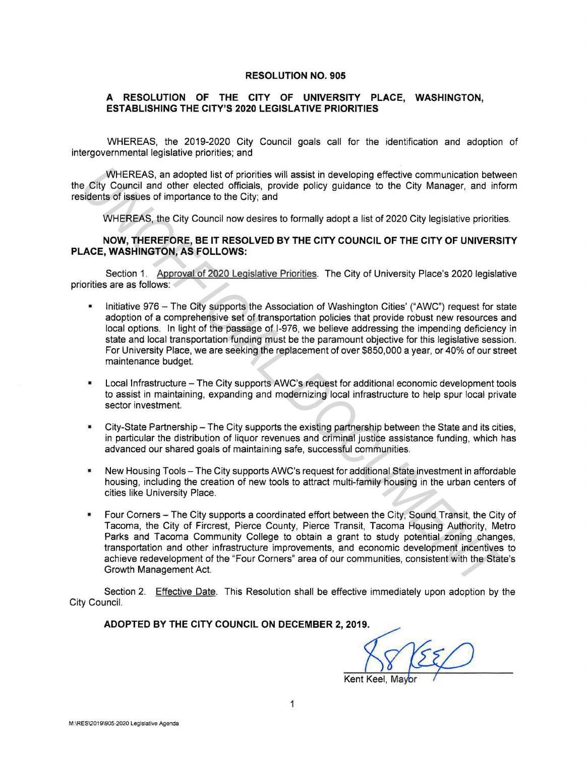**RESOLUTION NO. 905**

**A RESOLUTION OF THE CITY OF UNIVERSITY PLACE, WASHINGTON, ESTABLISHING THE CITY'S 2020 LEGISLATIVE PRIORITIES**

WHEREAS, the 2019-2020 City Council goals call for the identification and adoption of intergovernmental legislative priorities; and

WHEREAS, an adopted list of priorities will assist in developing effective communication between the City Council and other elected officials, provide policy guidance to the City Manager, and inform residents of issues of importance to the City; and

WHEREAS, the City Council now desires to formally adopt a list of 2020 City legislative priorities.

**NOW, THEREFORE, BE IT RESOLVED BY THE CITY COUNCIL OF THE CITY OF UNIVERSITY PLACE, WASHINGTON, AS FOLLOWS:**

Section 1. Approval of 2020 Legislative Priorities. The City of University Place's 2020 legislative priorities are as follows:

- Initiative 976 – The City supports the Association of Washington Cities' ("AWC") request for state adoption of a comprehensive set of transportation policies that provide robust new resources and local options. In light of the passage of I-976, we believe addressing the impending deficiency in state and local transportation funding must be the paramount objective for this legislative session. For University Place, we are seeking the replacement of over $850,000 a year, or 40% of our street maintenance budget.

- Local Infrastructure – The City supports AWC's request for additional economic development tools to assist in maintaining, expanding and modernizing local infrastructure to help spur local private sector investment.

- City-State Partnership – The City supports the existing partnership between the State and its cities, in particular the distribution of liquor revenues and criminal justice assistance funding, which has advanced our shared goals of maintaining safe, successful communities.

- New Housing Tools – The City supports AWC's request for additional State investment in affordable housing, including the creation of new tools to attract multi-family housing in the urban centers of cities like University Place.

- Four Corners – The City supports a coordinated effort between the City, Sound Transit, the City of Tacoma, the City of Fircrest, Pierce County, Pierce Transit, Tacoma Housing Authority, Metro Parks and Tacoma Community College to obtain a grant to study potential zoning changes, transportation and other infrastructure improvements, and economic development incentives to achieve redevelopment of the "Four Corners" area of our communities, consistent with the State's Growth Management Act.

Section 2. Effective Date. This Resolution shall be effective immediately upon adoption by the City Council.

**ADOPTED BY THE CITY COUNCIL ON DECEMBER 2, 2019.**

Kent Keel, Mayor

M:\RES\2019\905-2020 Legislative Agenda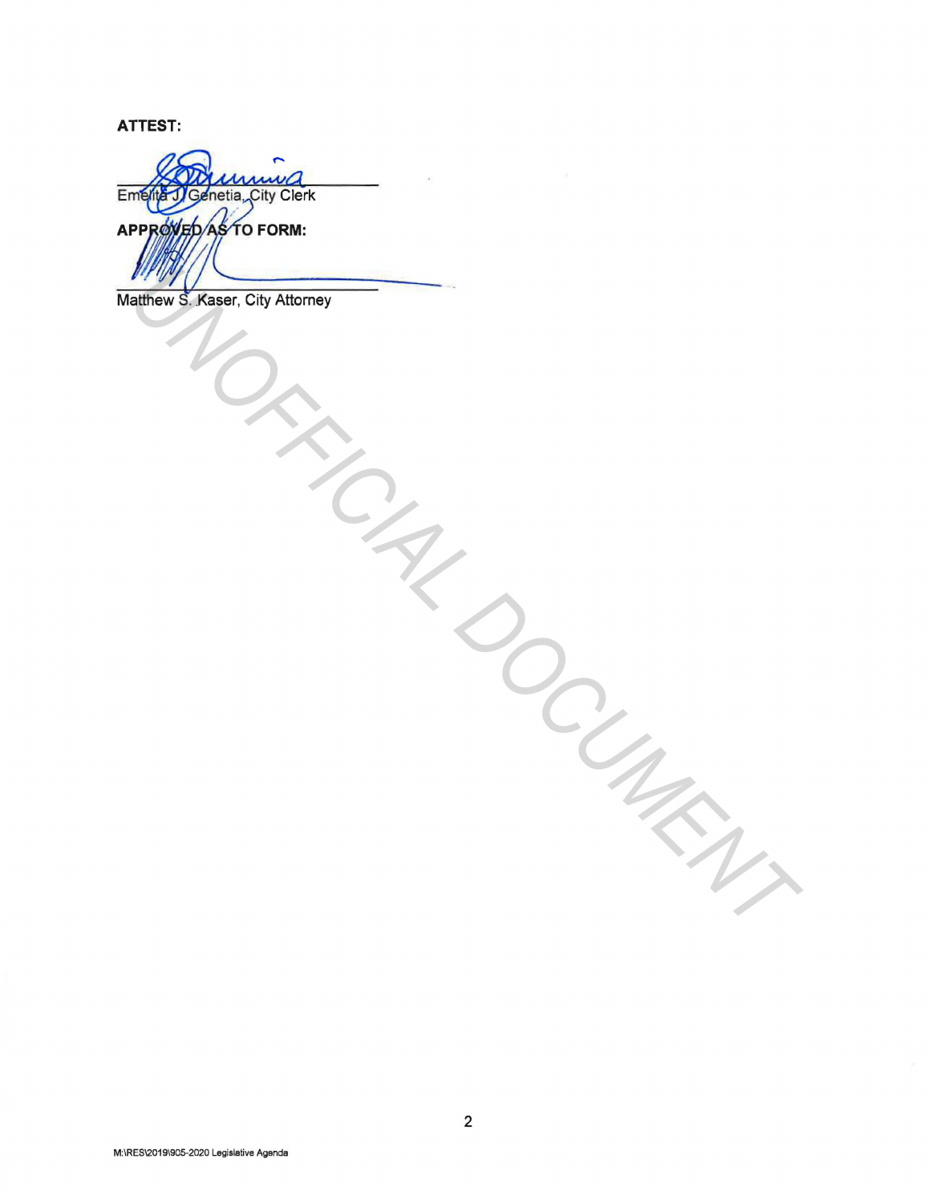**ATTEST:**

Emelita J. Genetia, City Clerk

**APPROVED AS TO FORM:**

Matthew S. Kaser, City Attorney

UNOFFICIAL DOCUMENT

M:\RES\2019\905-2020 Legislative Agenda